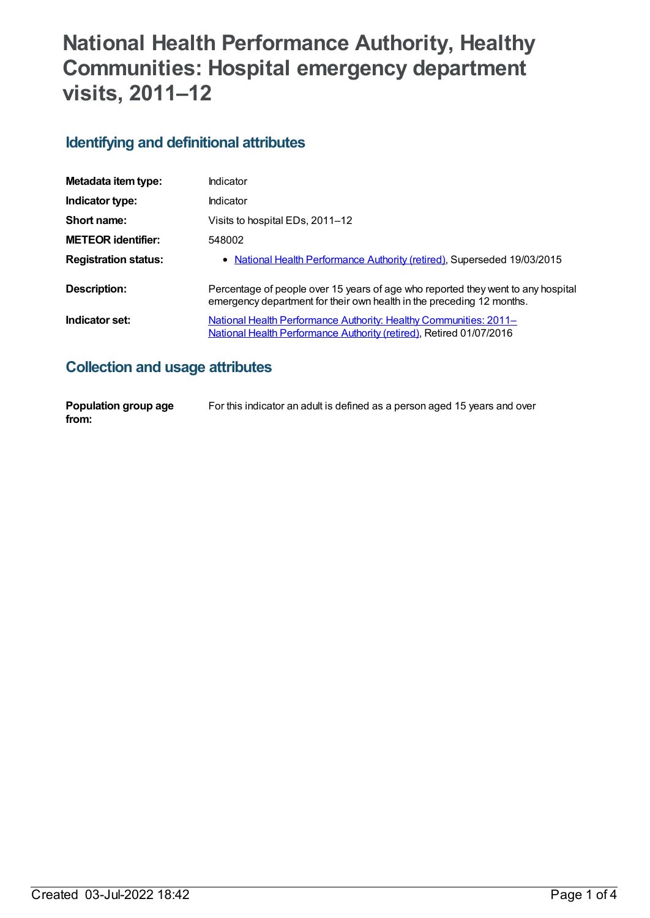# National Health Performance Authority, Healthy Communities: Hospital emergency department visits, 2011–12

## Identifying and definitional attributes

| | |
|---|---|
| **Metadata item type:** | Indicator |
| **Indicator type:** | Indicator |
| **Short name:** | Visits to hospital EDs, 2011–12 |
| **METEOR identifier:** | 548002 |
| **Registration status:** | • National Health Performance Authority (retired), Superseded 19/03/2015 |
| **Description:** | Percentage of people over 15 years of age who reported they went to any hospital emergency department for their own health in the preceding 12 months. |
| **Indicator set:** | National Health Performance Authority: Healthy Communities: 2011– National Health Performance Authority (retired), Retired 01/07/2016 |

## Collection and usage attributes

| | |
|---|---|
| **Population group age from:** | For this indicator an adult is defined as a person aged 15 years and over |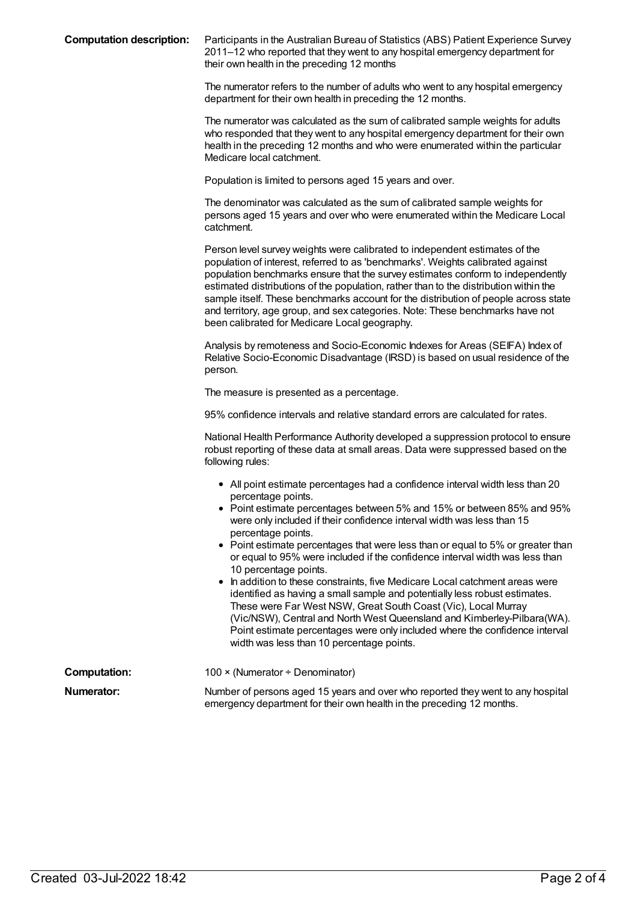**Computation description:** Participants in the Australian Bureau of Statistics (ABS) Patient Experience Survey 2011–12 who reported that they went to any hospital emergency department for their own health in the preceding 12 months

The numerator refers to the number of adults who went to any hospital emergency department for their own health in preceding the 12 months.

The numerator was calculated as the sum of calibrated sample weights for adults who responded that they went to any hospital emergency department for their own health in the preceding 12 months and who were enumerated within the particular Medicare local catchment.

Population is limited to persons aged 15 years and over.

The denominator was calculated as the sum of calibrated sample weights for persons aged 15 years and over who were enumerated within the Medicare Local catchment.

Person level survey weights were calibrated to independent estimates of the population of interest, referred to as 'benchmarks'. Weights calibrated against population benchmarks ensure that the survey estimates conform to independently estimated distributions of the population, rather than to the distribution within the sample itself. These benchmarks account for the distribution of people across state and territory, age group, and sex categories. Note: These benchmarks have not been calibrated for Medicare Local geography.

Analysis by remoteness and Socio-Economic Indexes for Areas (SEIFA) Index of Relative Socio-Economic Disadvantage (IRSD) is based on usual residence of the person.

The measure is presented as a percentage.

95% confidence intervals and relative standard errors are calculated for rates.

National Health Performance Authority developed a suppression protocol to ensure robust reporting of these data at small areas. Data were suppressed based on the following rules:

- All point estimate percentages had a confidence interval width less than 20 percentage points.
- Point estimate percentages between 5% and 15% or between 85% and 95% were only included if their confidence interval width was less than 15 percentage points.
- Point estimate percentages that were less than or equal to 5% or greater than or equal to 95% were included if the confidence interval width was less than 10 percentage points.
- In addition to these constraints, five Medicare Local catchment areas were identified as having a small sample and potentially less robust estimates. These were Far West NSW, Great South Coast (Vic), Local Murray (Vic/NSW), Central and North West Queensland and Kimberley-Pilbara(WA). Point estimate percentages were only included where the confidence interval width was less than 10 percentage points.

**Computation:** 100 × (Numerator ÷ Denominator)

**Numerator:** Number of persons aged 15 years and over who reported they went to any hospital emergency department for their own health in the preceding 12 months.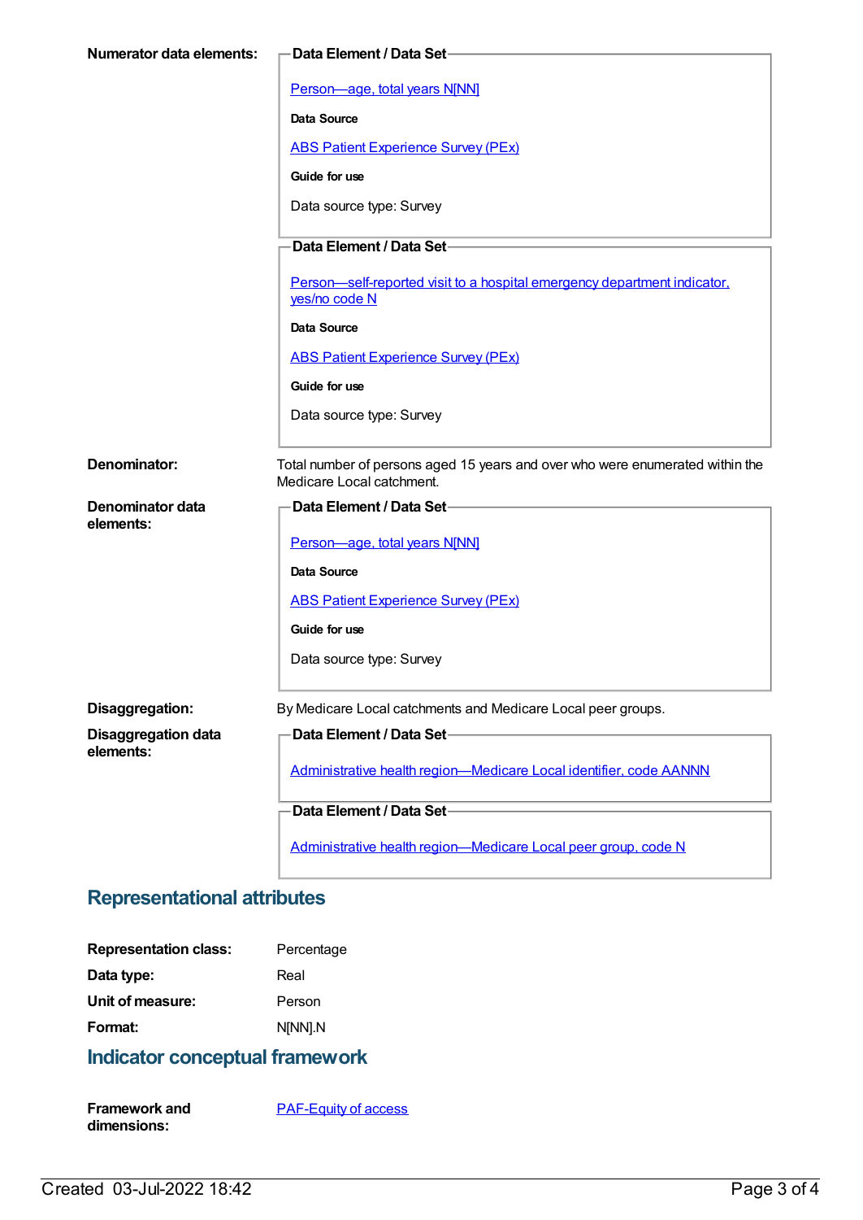**Numerator data elements:**

**Data Element / Data Set**

Person—age, total years N[NN]

**Data Source**

ABS Patient Experience Survey (PEx)

**Guide for use**

Data source type: Survey

**Data Element / Data Set**

Person—self-reported visit to a hospital emergency department indicator, yes/no code N

**Data Source**

ABS Patient Experience Survey (PEx)

**Guide for use**

Data source type: Survey

**Denominator:** Total number of persons aged 15 years and over who were enumerated within the Medicare Local catchment.

**Denominator data elements:**

**Data Element / Data Set**

Person—age, total years N[NN]

**Data Source**

ABS Patient Experience Survey (PEx)

**Guide for use**

Data source type: Survey

**Disaggregation:** By Medicare Local catchments and Medicare Local peer groups.

**Disaggregation data elements:**

**Data Element / Data Set**

Administrative health region—Medicare Local identifier, code AANNN

**Data Element / Data Set**

Administrative health region—Medicare Local peer group, code N

## Representational attributes

**Representation class:** Percentage

**Data type:** Real

**Unit of measure:** Person

**Format:** N[NN].N

## Indicator conceptual framework

**Framework and dimensions:** PAF-Equity of access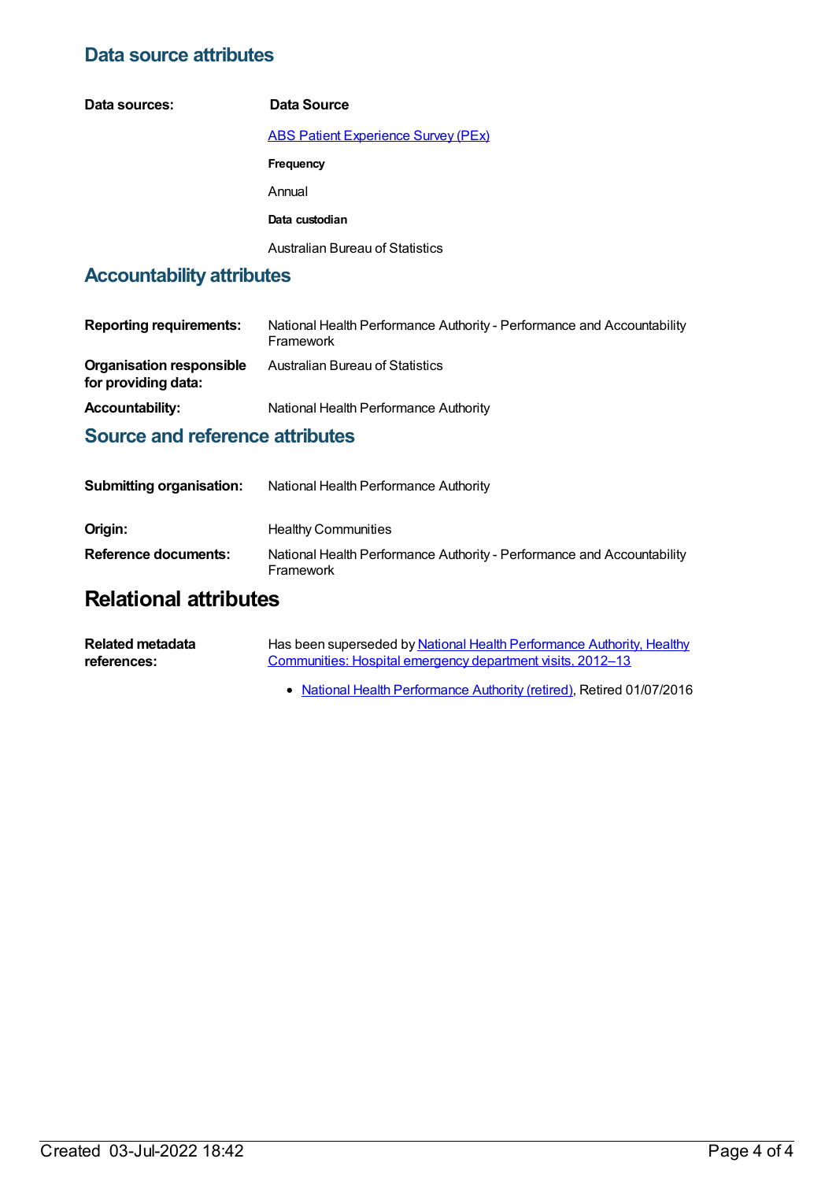## Data source attributes

**Data sources:**

**Data Source**

ABS Patient Experience Survey (PEx)

**Frequency**

Annual

**Data custodian**

Australian Bureau of Statistics

## Accountability attributes

**Reporting requirements:** National Health Performance Authority - Performance and Accountability Framework

**Organisation responsible for providing data:** Australian Bureau of Statistics

**Accountability:** National Health Performance Authority

## Source and reference attributes

**Submitting organisation:** National Health Performance Authority

**Origin:** Healthy Communities

**Reference documents:** National Health Performance Authority - Performance and Accountability Framework

# Relational attributes

**Related metadata references:**

Has been superseded by National Health Performance Authority, Healthy Communities: Hospital emergency department visits, 2012–13

- National Health Performance Authority (retired), Retired 01/07/2016